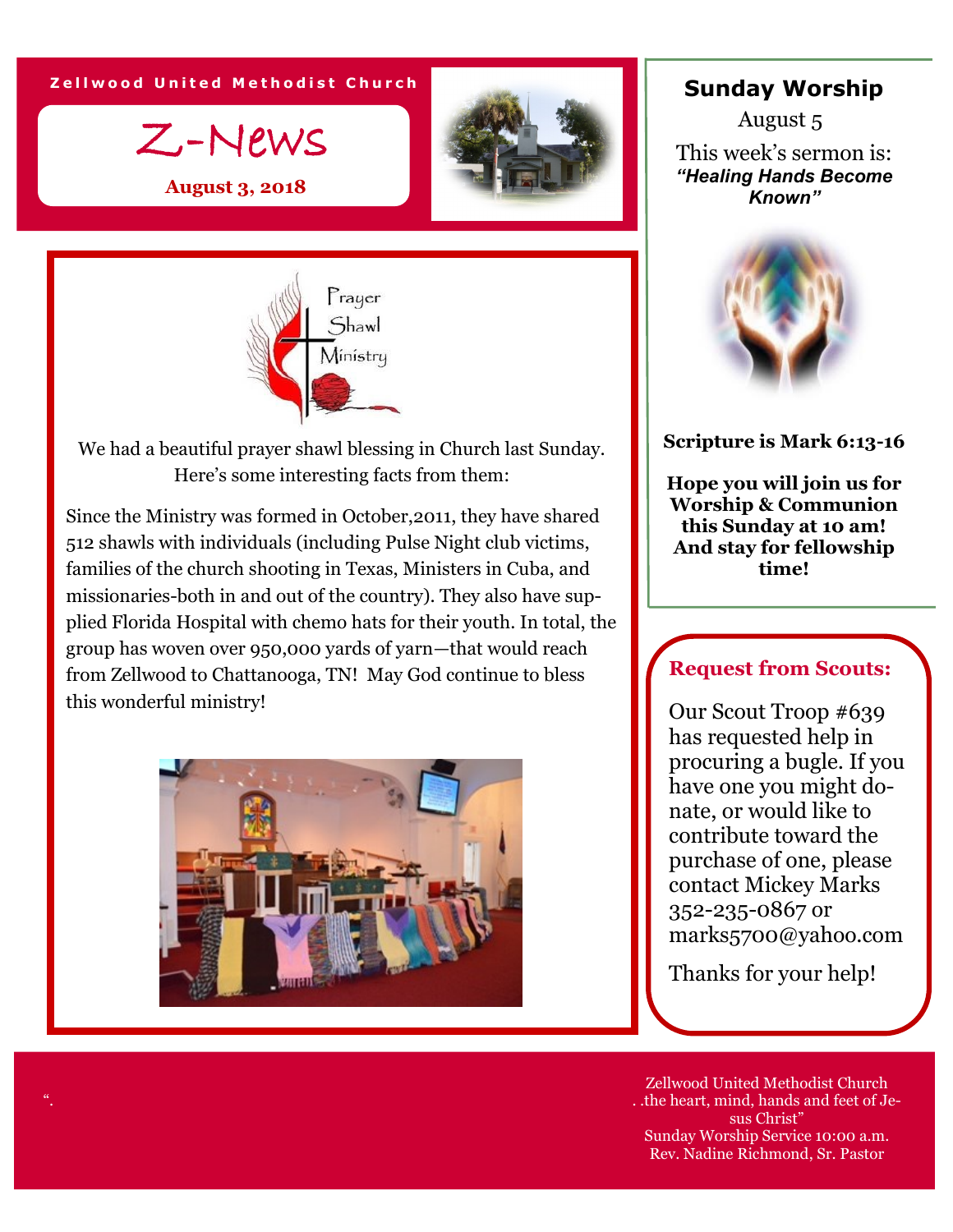Zellwood United Methodist Church

# Z-News

**August 3, 2018**

Prayer Shawl Ministry

We had a beautiful prayer shawl blessing in Church last Sunday. Here's some interesting facts from them:

Since the Ministry was formed in October,2011, they have shared 512 shawls with individuals (including Pulse Night club victims, families of the church shooting in Texas, Ministers in Cuba, and missionaries-both in and out of the country). They also have supplied Florida Hospital with chemo hats for their youth. In total, the group has woven over 950,000 yards of yarn—that would reach from Zellwood to Chattanooga, TN! May God continue to bless this wonderful ministry!

## Sunday Worship

August 5

This week's sermon is:
***"Healing Hands Become Known"***

**Scripture is Mark 6:13-16**

**Hope you will join us for Worship & Communion this Sunday at 10 am! And stay for fellowship time!**

## Request from Scouts:

Our Scout Troop #639 has requested help in procuring a bugle. If you have one you might donate, or would like to contribute toward the purchase of one, please contact Mickey Marks 352-235-0867 or marks5700@yahoo.com

Thanks for your help!

Zellwood United Methodist Church
. .the heart, mind, hands and feet of Jesus Christ"
Sunday Worship Service 10:00 a.m.
Rev. Nadine Richmond, Sr. Pastor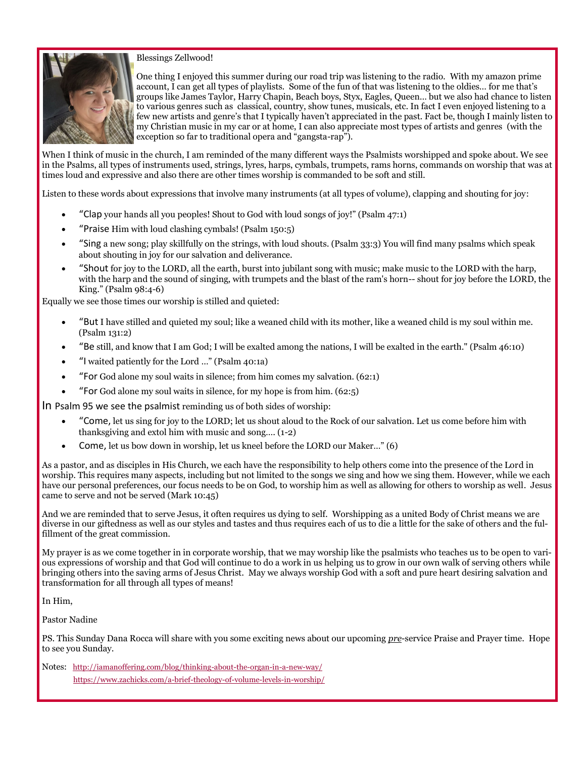Blessings Zellwood!

One thing I enjoyed this summer during our road trip was listening to the radio. With my amazon prime account, I can get all types of playlists. Some of the fun of that was listening to the oldies… for me that's groups like James Taylor, Harry Chapin, Beach boys, Styx, Eagles, Queen… but we also had chance to listen to various genres such as classical, country, show tunes, musicals, etc. In fact I even enjoyed listening to a few new artists and genre's that I typically haven't appreciated in the past. Fact be, though I mainly listen to my Christian music in my car or at home, I can also appreciate most types of artists and genres (with the exception so far to traditional opera and "gangsta-rap").

When I think of music in the church, I am reminded of the many different ways the Psalmists worshipped and spoke about. We see in the Psalms, all types of instruments used, strings, lyres, harps, cymbals, trumpets, rams horns, commands on worship that was at times loud and expressive and also there are other times worship is commanded to be soft and still.

Listen to these words about expressions that involve many instruments (at all types of volume), clapping and shouting for joy:

- "Clap your hands all you peoples! Shout to God with loud songs of joy!" (Psalm 47:1)
- "Praise Him with loud clashing cymbals! (Psalm 150:5)
- "Sing a new song; play skillfully on the strings, with loud shouts. (Psalm 33:3) You will find many psalms which speak about shouting in joy for our salvation and deliverance.
- "Shout for joy to the LORD, all the earth, burst into jubilant song with music; make music to the LORD with the harp, with the harp and the sound of singing, with trumpets and the blast of the ram's horn-- shout for joy before the LORD, the King." (Psalm 98:4-6)

Equally we see those times our worship is stilled and quieted:

- "But I have stilled and quieted my soul; like a weaned child with its mother, like a weaned child is my soul within me. (Psalm 131:2)
- "Be still, and know that I am God; I will be exalted among the nations, I will be exalted in the earth." (Psalm 46:10)
- "I waited patiently for the Lord …" (Psalm 40:1a)
- "For God alone my soul waits in silence; from him comes my salvation. (62:1)
- "For God alone my soul waits in silence, for my hope is from him. (62:5)

In Psalm 95 we see the psalmist reminding us of both sides of worship:

- "Come, let us sing for joy to the LORD; let us shout aloud to the Rock of our salvation. Let us come before him with thanksgiving and extol him with music and song…. (1-2)
- Come, let us bow down in worship, let us kneel before the LORD our Maker…" (6)

As a pastor, and as disciples in His Church, we each have the responsibility to help others come into the presence of the Lord in worship. This requires many aspects, including but not limited to the songs we sing and how we sing them. However, while we each have our personal preferences, our focus needs to be on God, to worship him as well as allowing for others to worship as well. Jesus came to serve and not be served (Mark 10:45)

And we are reminded that to serve Jesus, it often requires us dying to self. Worshipping as a united Body of Christ means we are diverse in our giftedness as well as our styles and tastes and thus requires each of us to die a little for the sake of others and the fulfillment of the great commission.

My prayer is as we come together in in corporate worship, that we may worship like the psalmists who teaches us to be open to various expressions of worship and that God will continue to do a work in us helping us to grow in our own walk of serving others while bringing others into the saving arms of Jesus Christ. May we always worship God with a soft and pure heart desiring salvation and transformation for all through all types of means!

In Him,

Pastor Nadine

PS. This Sunday Dana Rocca will share with you some exciting news about our upcoming ***pre***-service Praise and Prayer time. Hope to see you Sunday.

Notes: http://iamanoffering.com/blog/thinking-about-the-organ-in-a-new-way/
https://www.zachicks.com/a-brief-theology-of-volume-levels-in-worship/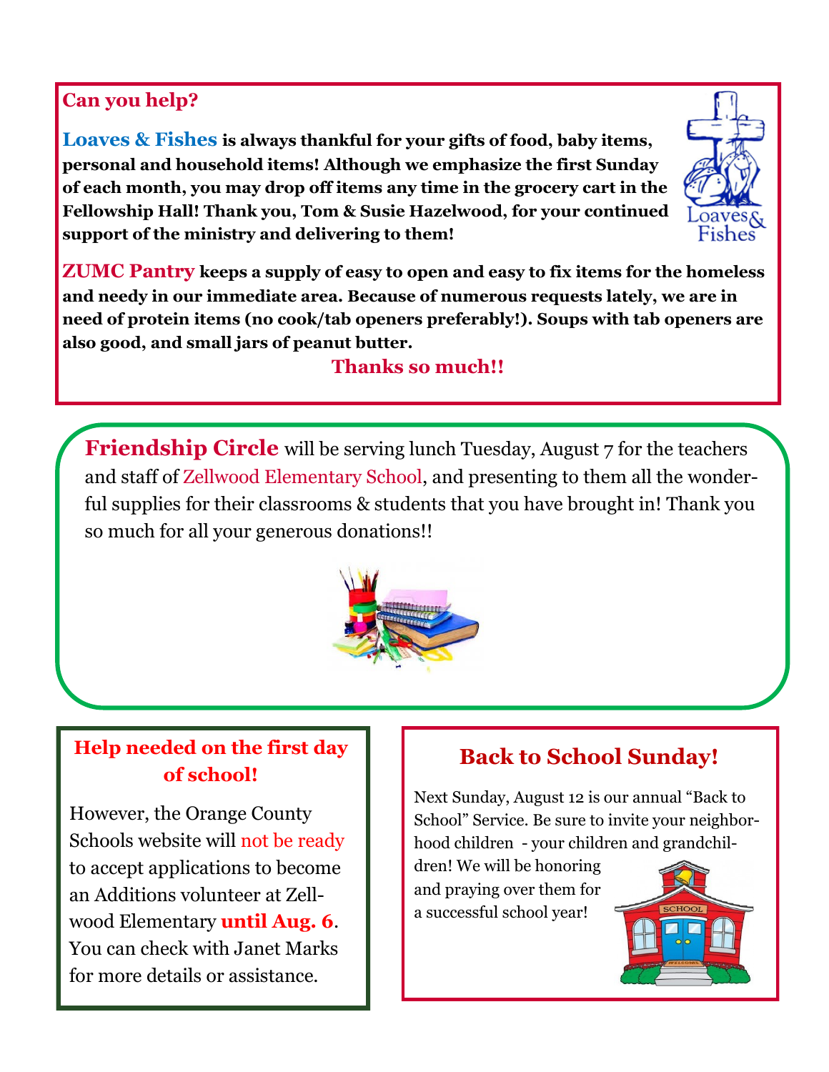## Can you help?

**Loaves & Fishes is always thankful for your gifts of food, baby items, personal and household items! Although we emphasize the first Sunday of each month, you may drop off items any time in the grocery cart in the Fellowship Hall! Thank you, Tom & Susie Hazelwood, for your continued support of the ministry and delivering to them!**

**ZUMC Pantry keeps a supply of easy to open and easy to fix items for the homeless and needy in our immediate area. Because of numerous requests lately, we are in need of protein items (no cook/tab openers preferably!). Soups with tab openers are also good, and small jars of peanut butter.**

**Thanks so much!!**

**Friendship Circle** will be serving lunch Tuesday, August 7 for the teachers and staff of Zellwood Elementary School, and presenting to them all the wonderful supplies for their classrooms & students that you have brought in! Thank you so much for all your generous donations!!

## Help needed on the first day of school!

However, the Orange County Schools website will not be ready to accept applications to become an Additions volunteer at Zellwood Elementary **until Aug. 6**. You can check with Janet Marks for more details or assistance.

## Back to School Sunday!

Next Sunday, August 12 is our annual "Back to School" Service. Be sure to invite your neighborhood children - your children and grandchildren! We will be honoring and praying over them for a successful school year!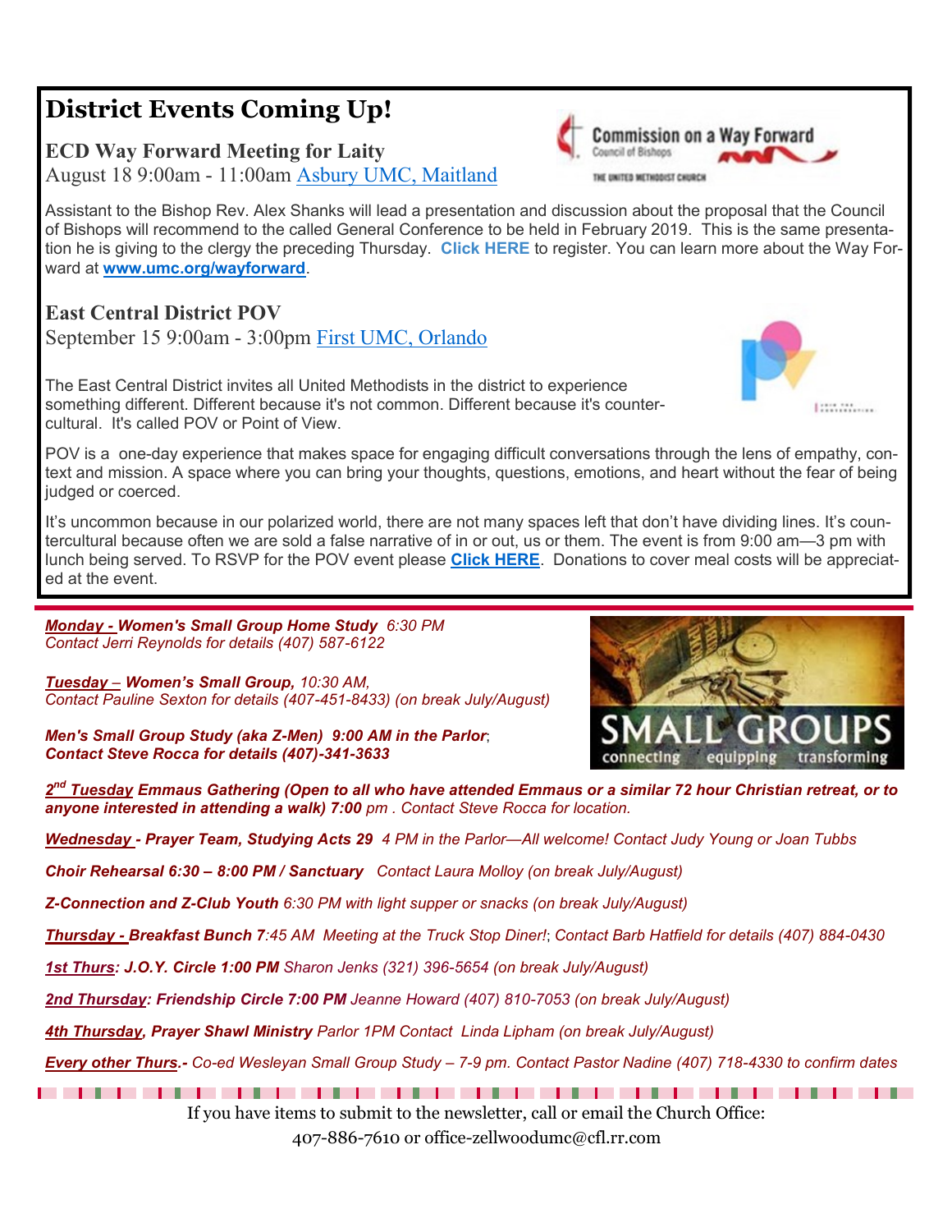# District Events Coming Up!

### ECD Way Forward Meeting for Laity

August 18 9:00am - 11:00am Asbury UMC, Maitland

Assistant to the Bishop Rev. Alex Shanks will lead a presentation and discussion about the proposal that the Council of Bishops will recommend to the called General Conference to be held in February 2019. This is the same presentation he is giving to the clergy the preceding Thursday. **Click HERE** to register. You can learn more about the Way Forward at **www.umc.org/wayforward**.

### East Central District POV

September 15 9:00am - 3:00pm First UMC, Orlando

The East Central District invites all United Methodists in the district to experience something different. Different because it's not common. Different because it's counter-cultural. It's called POV or Point of View.

POV is a one-day experience that makes space for engaging difficult conversations through the lens of empathy, context and mission. A space where you can bring your thoughts, questions, emotions, and heart without the fear of being judged or coerced.

It's uncommon because in our polarized world, there are not many spaces left that don't have dividing lines. It's countercultural because often we are sold a false narrative of in or out, us or them. The event is from 9:00 am—3 pm with lunch being served. To RSVP for the POV event please **Click HERE**. Donations to cover meal costs will be appreciated at the event.

---

***Monday - Women's Small Group Home Study*** *6:30 PM*
*Contact Jerri Reynolds for details (407) 587-6122*

***Tuesday – Women's Small Group,*** *10:30 AM,*
*Contact Pauline Sexton for details (407-451-8433) (on break July/August)*

***Men's Small Group Study (aka Z-Men) 9:00 AM in the Parlor;***
***Contact Steve Rocca for details (407)-341-3633***

***2nd Tuesday Emmaus Gathering (Open to all who have attended Emmaus or a similar 72 hour Christian retreat, or to anyone interested in attending a walk) 7:00*** *pm . Contact Steve Rocca for location.*

***Wednesday - Prayer Team, Studying Acts 29*** *4 PM in the Parlor—All welcome! Contact Judy Young or Joan Tubbs*

***Choir Rehearsal 6:30 – 8:00 PM / Sanctuary*** *Contact Laura Molloy (on break July/August)*

***Z-Connection and Z-Club Youth*** *6:30 PM with light supper or snacks (on break July/August)*

***Thursday - Breakfast Bunch 7****:45 AM Meeting at the Truck Stop Diner!; Contact Barb Hatfield for details (407) 884-0430*

***1st Thurs: J.O.Y. Circle 1:00 PM*** *Sharon Jenks (321) 396-5654 (on break July/August)*

***2nd Thursday: Friendship Circle 7:00 PM*** *Jeanne Howard (407) 810-7053 (on break July/August)*

***4th Thursday, Prayer Shawl Ministry*** *Parlor 1PM Contact Linda Lipham (on break July/August)*

***Every other Thurs.-*** *Co-ed Wesleyan Small Group Study – 7-9 pm. Contact Pastor Nadine (407) 718-4330 to confirm dates*

If you have items to submit to the newsletter, call or email the Church Office:
407-886-7610 or office-zellwoodumc@cfl.rr.com